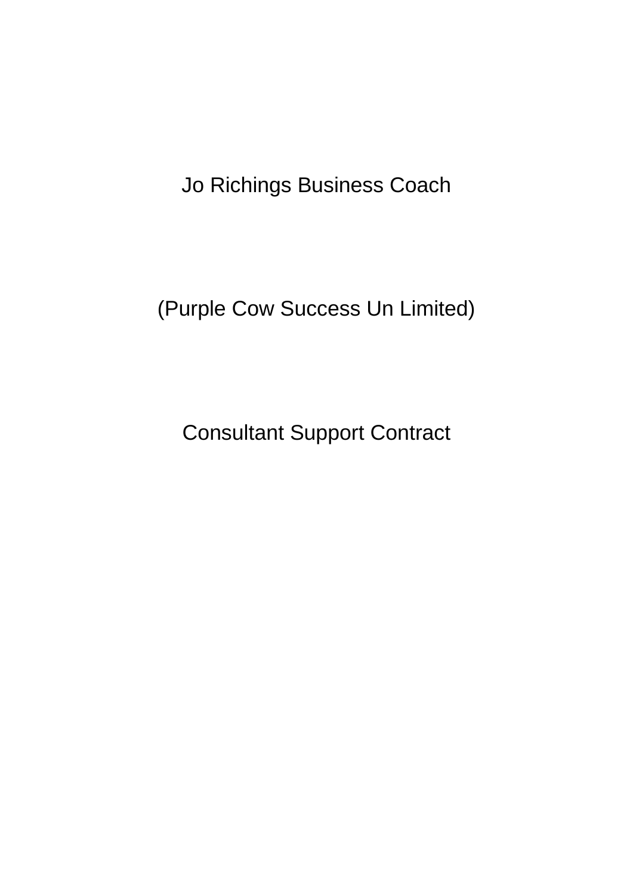# Jo Richings Business Coach

## (Purple Cow Success Un Limited)

## Consultant Support Contract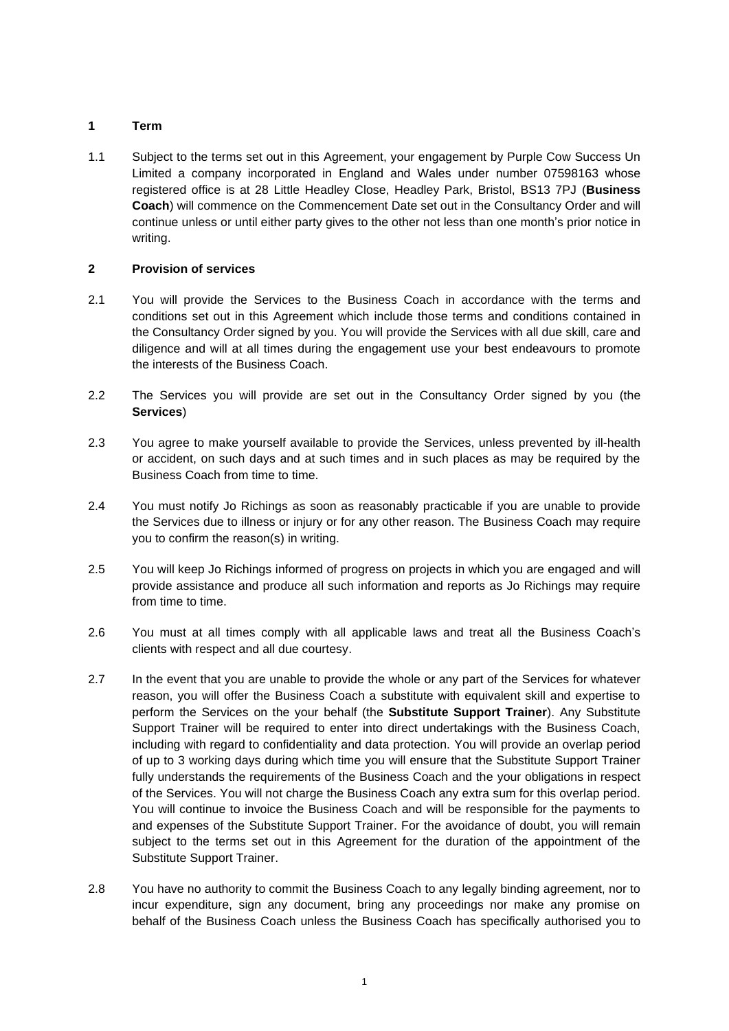## 1 Term

1.1 Subject to the terms set out in this Agreement, your engagement by Purple Cow Success Un Limited a company incorporated in England and Wales under number 07598163 whose registered office is at 28 Little Headley Close, Headley Park, Bristol, BS13 7PJ (**Business Coach**) will commence on the Commencement Date set out in the Consultancy Order and will continue unless or until either party gives to the other not less than one month's prior notice in writing.

## 2 Provision of services

2.1 You will provide the Services to the Business Coach in accordance with the terms and conditions set out in this Agreement which include those terms and conditions contained in the Consultancy Order signed by you. You will provide the Services with all due skill, care and diligence and will at all times during the engagement use your best endeavours to promote the interests of the Business Coach.

2.2 The Services you will provide are set out in the Consultancy Order signed by you (the **Services**)

2.3 You agree to make yourself available to provide the Services, unless prevented by ill-health or accident, on such days and at such times and in such places as may be required by the Business Coach from time to time.

2.4 You must notify Jo Richings as soon as reasonably practicable if you are unable to provide the Services due to illness or injury or for any other reason. The Business Coach may require you to confirm the reason(s) in writing.

2.5 You will keep Jo Richings informed of progress on projects in which you are engaged and will provide assistance and produce all such information and reports as Jo Richings may require from time to time.

2.6 You must at all times comply with all applicable laws and treat all the Business Coach's clients with respect and all due courtesy.

2.7 In the event that you are unable to provide the whole or any part of the Services for whatever reason, you will offer the Business Coach a substitute with equivalent skill and expertise to perform the Services on the your behalf (the **Substitute Support Trainer**). Any Substitute Support Trainer will be required to enter into direct undertakings with the Business Coach, including with regard to confidentiality and data protection. You will provide an overlap period of up to 3 working days during which time you will ensure that the Substitute Support Trainer fully understands the requirements of the Business Coach and the your obligations in respect of the Services. You will not charge the Business Coach any extra sum for this overlap period. You will continue to invoice the Business Coach and will be responsible for the payments to and expenses of the Substitute Support Trainer. For the avoidance of doubt, you will remain subject to the terms set out in this Agreement for the duration of the appointment of the Substitute Support Trainer.

2.8 You have no authority to commit the Business Coach to any legally binding agreement, nor to incur expenditure, sign any document, bring any proceedings nor make any promise on behalf of the Business Coach unless the Business Coach has specifically authorised you to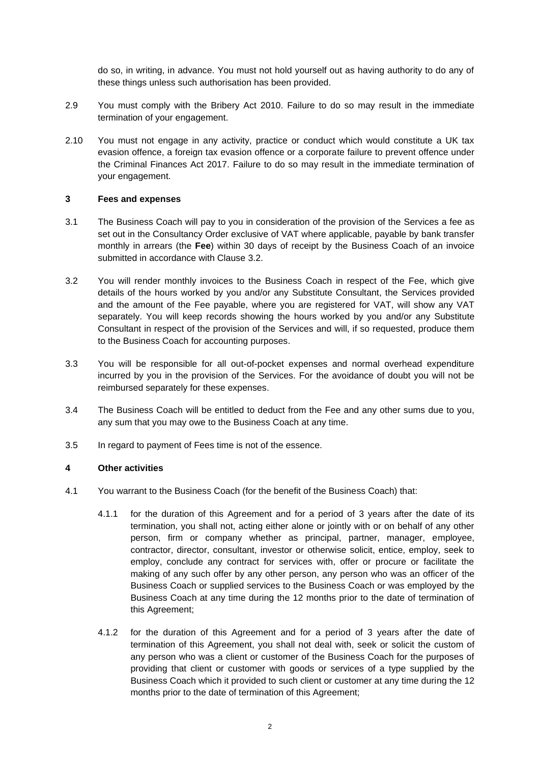do so, in writing, in advance. You must not hold yourself out as having authority to do any of these things unless such authorisation has been provided.

2.9 You must comply with the Bribery Act 2010. Failure to do so may result in the immediate termination of your engagement.

2.10 You must not engage in any activity, practice or conduct which would constitute a UK tax evasion offence, a foreign tax evasion offence or a corporate failure to prevent offence under the Criminal Finances Act 2017. Failure to do so may result in the immediate termination of your engagement.

## 3 Fees and expenses

3.1 The Business Coach will pay to you in consideration of the provision of the Services a fee as set out in the Consultancy Order exclusive of VAT where applicable, payable by bank transfer monthly in arrears (the **Fee**) within 30 days of receipt by the Business Coach of an invoice submitted in accordance with Clause 3.2.

3.2 You will render monthly invoices to the Business Coach in respect of the Fee, which give details of the hours worked by you and/or any Substitute Consultant, the Services provided and the amount of the Fee payable, where you are registered for VAT, will show any VAT separately. You will keep records showing the hours worked by you and/or any Substitute Consultant in respect of the provision of the Services and will, if so requested, produce them to the Business Coach for accounting purposes.

3.3 You will be responsible for all out-of-pocket expenses and normal overhead expenditure incurred by you in the provision of the Services. For the avoidance of doubt you will not be reimbursed separately for these expenses.

3.4 The Business Coach will be entitled to deduct from the Fee and any other sums due to you, any sum that you may owe to the Business Coach at any time.

3.5 In regard to payment of Fees time is not of the essence.

## 4 Other activities

4.1 You warrant to the Business Coach (for the benefit of the Business Coach) that:

4.1.1 for the duration of this Agreement and for a period of 3 years after the date of its termination, you shall not, acting either alone or jointly with or on behalf of any other person, firm or company whether as principal, partner, manager, employee, contractor, director, consultant, investor or otherwise solicit, entice, employ, seek to employ, conclude any contract for services with, offer or procure or facilitate the making of any such offer by any other person, any person who was an officer of the Business Coach or supplied services to the Business Coach or was employed by the Business Coach at any time during the 12 months prior to the date of termination of this Agreement;

4.1.2 for the duration of this Agreement and for a period of 3 years after the date of termination of this Agreement, you shall not deal with, seek or solicit the custom of any person who was a client or customer of the Business Coach for the purposes of providing that client or customer with goods or services of a type supplied by the Business Coach which it provided to such client or customer at any time during the 12 months prior to the date of termination of this Agreement;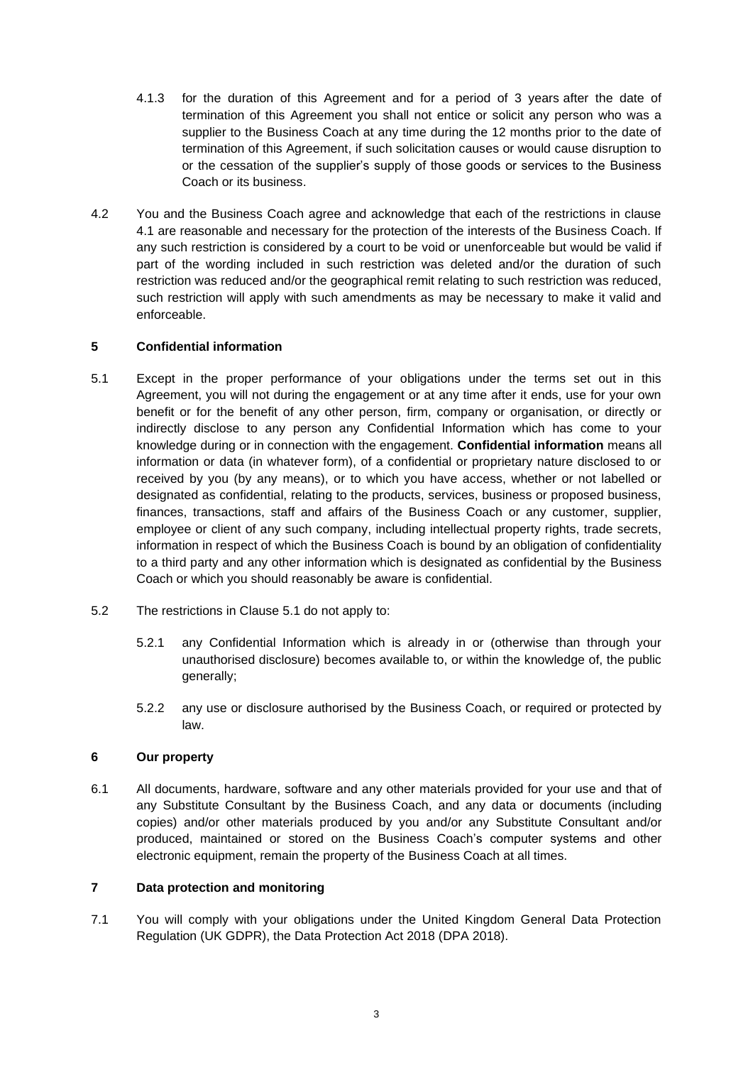4.1.3 for the duration of this Agreement and for a period of 3 years after the date of termination of this Agreement you shall not entice or solicit any person who was a supplier to the Business Coach at any time during the 12 months prior to the date of termination of this Agreement, if such solicitation causes or would cause disruption to or the cessation of the supplier's supply of those goods or services to the Business Coach or its business.

4.2 You and the Business Coach agree and acknowledge that each of the restrictions in clause 4.1 are reasonable and necessary for the protection of the interests of the Business Coach. If any such restriction is considered by a court to be void or unenforceable but would be valid if part of the wording included in such restriction was deleted and/or the duration of such restriction was reduced and/or the geographical remit relating to such restriction was reduced, such restriction will apply with such amendments as may be necessary to make it valid and enforceable.

## 5 Confidential information

5.1 Except in the proper performance of your obligations under the terms set out in this Agreement, you will not during the engagement or at any time after it ends, use for your own benefit or for the benefit of any other person, firm, company or organisation, or directly or indirectly disclose to any person any Confidential Information which has come to your knowledge during or in connection with the engagement. **Confidential information** means all information or data (in whatever form), of a confidential or proprietary nature disclosed to or received by you (by any means), or to which you have access, whether or not labelled or designated as confidential, relating to the products, services, business or proposed business, finances, transactions, staff and affairs of the Business Coach or any customer, supplier, employee or client of any such company, including intellectual property rights, trade secrets, information in respect of which the Business Coach is bound by an obligation of confidentiality to a third party and any other information which is designated as confidential by the Business Coach or which you should reasonably be aware is confidential.

5.2 The restrictions in Clause 5.1 do not apply to:

5.2.1 any Confidential Information which is already in or (otherwise than through your unauthorised disclosure) becomes available to, or within the knowledge of, the public generally;

5.2.2 any use or disclosure authorised by the Business Coach, or required or protected by law.

## 6 Our property

6.1 All documents, hardware, software and any other materials provided for your use and that of any Substitute Consultant by the Business Coach, and any data or documents (including copies) and/or other materials produced by you and/or any Substitute Consultant and/or produced, maintained or stored on the Business Coach's computer systems and other electronic equipment, remain the property of the Business Coach at all times.

## 7 Data protection and monitoring

7.1 You will comply with your obligations under the United Kingdom General Data Protection Regulation (UK GDPR), the Data Protection Act 2018 (DPA 2018).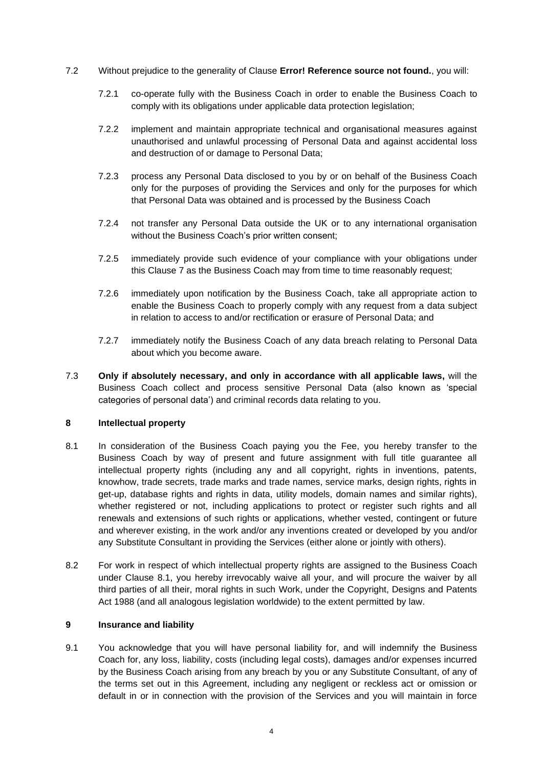7.2 Without prejudice to the generality of Clause **Error! Reference source not found.**, you will:

7.2.1 co-operate fully with the Business Coach in order to enable the Business Coach to comply with its obligations under applicable data protection legislation;

7.2.2 implement and maintain appropriate technical and organisational measures against unauthorised and unlawful processing of Personal Data and against accidental loss and destruction of or damage to Personal Data;

7.2.3 process any Personal Data disclosed to you by or on behalf of the Business Coach only for the purposes of providing the Services and only for the purposes for which that Personal Data was obtained and is processed by the Business Coach

7.2.4 not transfer any Personal Data outside the UK or to any international organisation without the Business Coach's prior written consent;

7.2.5 immediately provide such evidence of your compliance with your obligations under this Clause 7 as the Business Coach may from time to time reasonably request;

7.2.6 immediately upon notification by the Business Coach, take all appropriate action to enable the Business Coach to properly comply with any request from a data subject in relation to access to and/or rectification or erasure of Personal Data; and

7.2.7 immediately notify the Business Coach of any data breach relating to Personal Data about which you become aware.

7.3 **Only if absolutely necessary, and only in accordance with all applicable laws,** will the Business Coach collect and process sensitive Personal Data (also known as 'special categories of personal data') and criminal records data relating to you.

**8 Intellectual property**

8.1 In consideration of the Business Coach paying you the Fee, you hereby transfer to the Business Coach by way of present and future assignment with full title guarantee all intellectual property rights (including any and all copyright, rights in inventions, patents, knowhow, trade secrets, trade marks and trade names, service marks, design rights, rights in get-up, database rights and rights in data, utility models, domain names and similar rights), whether registered or not, including applications to protect or register such rights and all renewals and extensions of such rights or applications, whether vested, contingent or future and wherever existing, in the work and/or any inventions created or developed by you and/or any Substitute Consultant in providing the Services (either alone or jointly with others).

8.2 For work in respect of which intellectual property rights are assigned to the Business Coach under Clause 8.1, you hereby irrevocably waive all your, and will procure the waiver by all third parties of all their, moral rights in such Work, under the Copyright, Designs and Patents Act 1988 (and all analogous legislation worldwide) to the extent permitted by law.

**9 Insurance and liability**

9.1 You acknowledge that you will have personal liability for, and will indemnify the Business Coach for, any loss, liability, costs (including legal costs), damages and/or expenses incurred by the Business Coach arising from any breach by you or any Substitute Consultant, of any of the terms set out in this Agreement, including any negligent or reckless act or omission or default in or in connection with the provision of the Services and you will maintain in force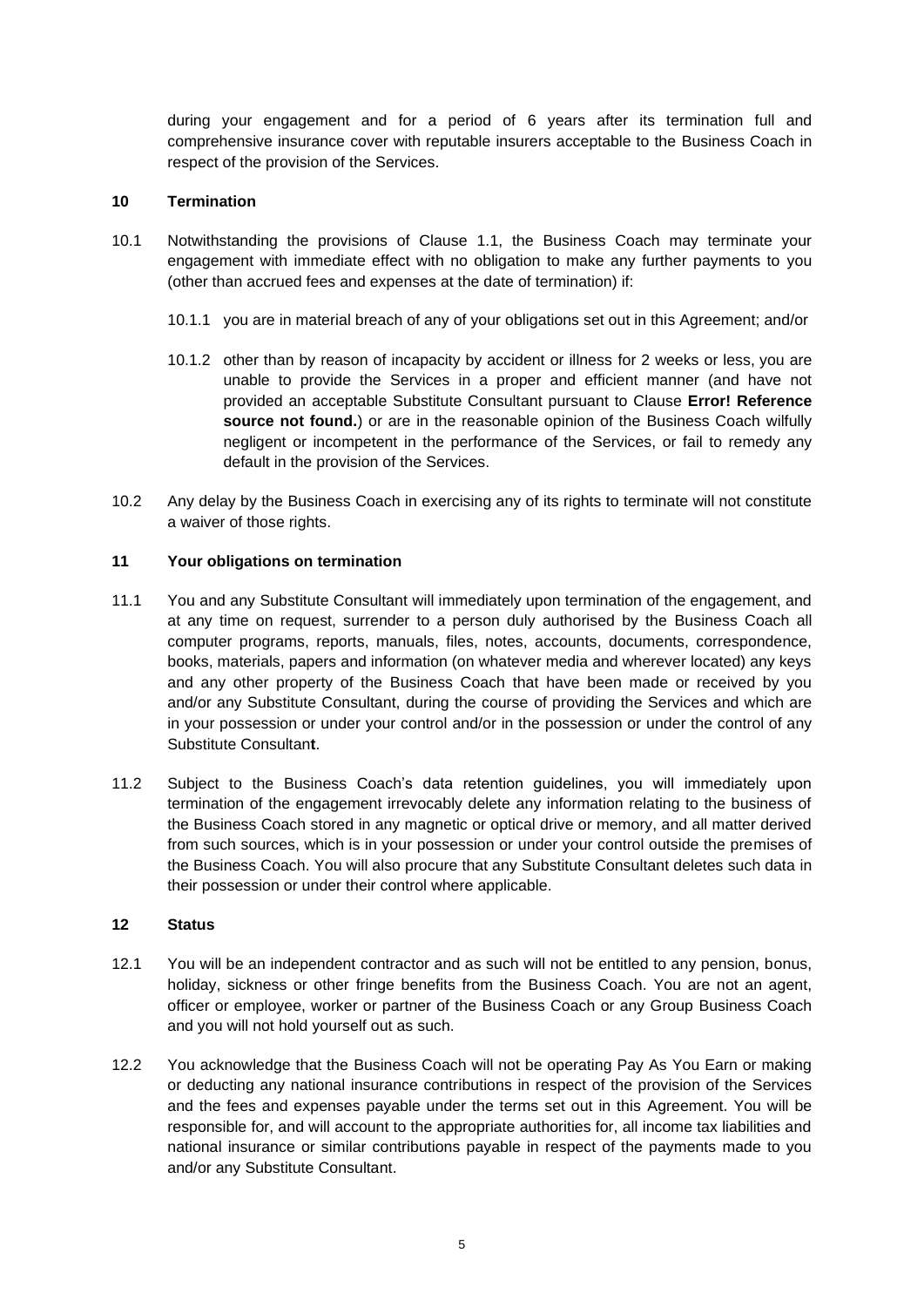during your engagement and for a period of 6 years after its termination full and comprehensive insurance cover with reputable insurers acceptable to the Business Coach in respect of the provision of the Services.

**10 Termination**

10.1 Notwithstanding the provisions of Clause 1.1, the Business Coach may terminate your engagement with immediate effect with no obligation to make any further payments to you (other than accrued fees and expenses at the date of termination) if:

10.1.1 you are in material breach of any of your obligations set out in this Agreement; and/or

10.1.2 other than by reason of incapacity by accident or illness for 2 weeks or less, you are unable to provide the Services in a proper and efficient manner (and have not provided an acceptable Substitute Consultant pursuant to Clause **Error! Reference source not found.**) or are in the reasonable opinion of the Business Coach wilfully negligent or incompetent in the performance of the Services, or fail to remedy any default in the provision of the Services.

10.2 Any delay by the Business Coach in exercising any of its rights to terminate will not constitute a waiver of those rights.

**11 Your obligations on termination**

11.1 You and any Substitute Consultant will immediately upon termination of the engagement, and at any time on request, surrender to a person duly authorised by the Business Coach all computer programs, reports, manuals, files, notes, accounts, documents, correspondence, books, materials, papers and information (on whatever media and wherever located) any keys and any other property of the Business Coach that have been made or received by you and/or any Substitute Consultant, during the course of providing the Services and which are in your possession or under your control and/or in the possession or under the control of any Substitute Consultan**t**.

11.2 Subject to the Business Coach's data retention guidelines, you will immediately upon termination of the engagement irrevocably delete any information relating to the business of the Business Coach stored in any magnetic or optical drive or memory, and all matter derived from such sources, which is in your possession or under your control outside the premises of the Business Coach. You will also procure that any Substitute Consultant deletes such data in their possession or under their control where applicable.

**12 Status**

12.1 You will be an independent contractor and as such will not be entitled to any pension, bonus, holiday, sickness or other fringe benefits from the Business Coach. You are not an agent, officer or employee, worker or partner of the Business Coach or any Group Business Coach and you will not hold yourself out as such.

12.2 You acknowledge that the Business Coach will not be operating Pay As You Earn or making or deducting any national insurance contributions in respect of the provision of the Services and the fees and expenses payable under the terms set out in this Agreement. You will be responsible for, and will account to the appropriate authorities for, all income tax liabilities and national insurance or similar contributions payable in respect of the payments made to you and/or any Substitute Consultant.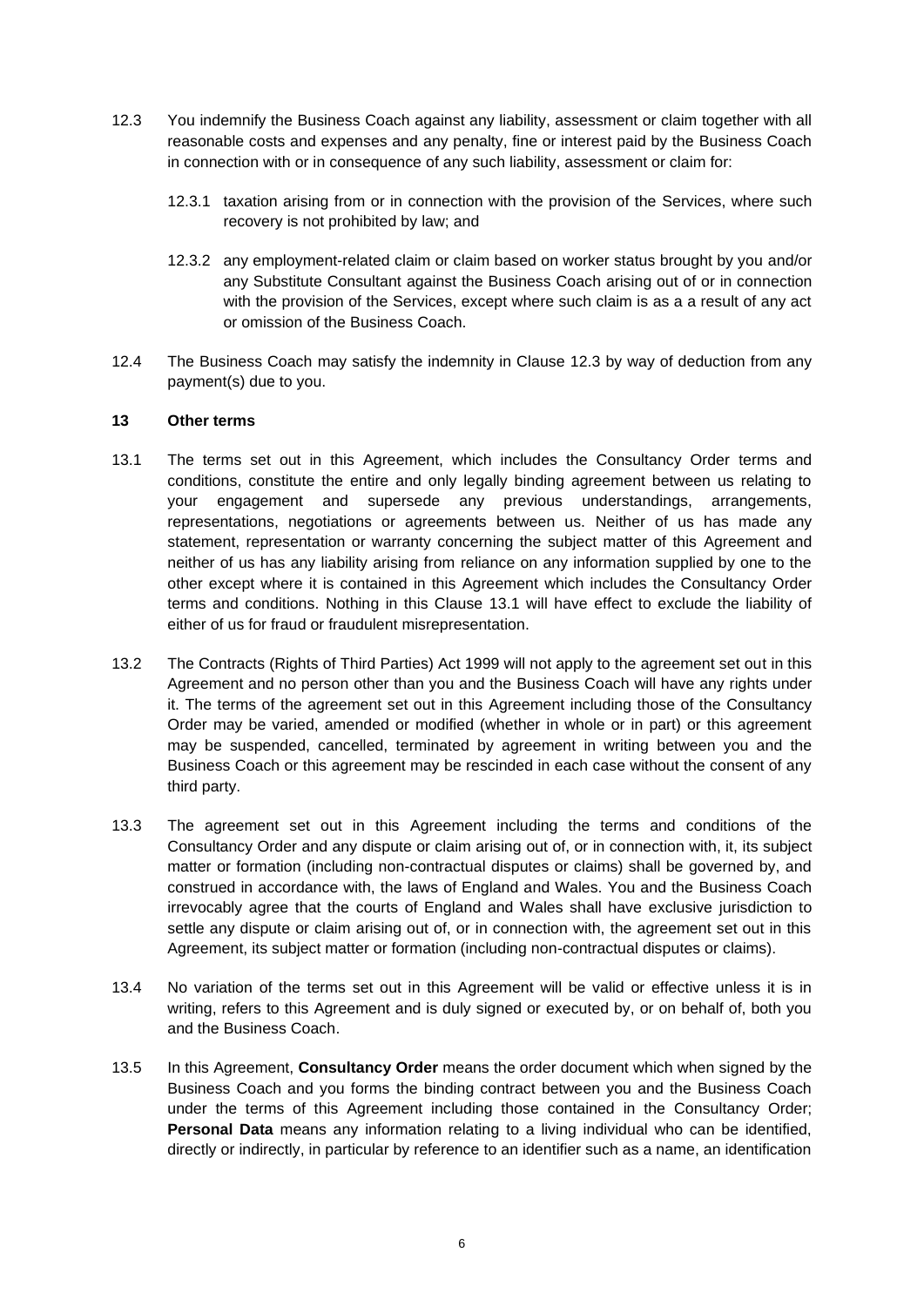12.3 You indemnify the Business Coach against any liability, assessment or claim together with all reasonable costs and expenses and any penalty, fine or interest paid by the Business Coach in connection with or in consequence of any such liability, assessment or claim for:

12.3.1 taxation arising from or in connection with the provision of the Services, where such recovery is not prohibited by law; and

12.3.2 any employment-related claim or claim based on worker status brought by you and/or any Substitute Consultant against the Business Coach arising out of or in connection with the provision of the Services, except where such claim is as a a result of any act or omission of the Business Coach.

12.4 The Business Coach may satisfy the indemnity in Clause 12.3 by way of deduction from any payment(s) due to you.

## 13 Other terms

13.1 The terms set out in this Agreement, which includes the Consultancy Order terms and conditions, constitute the entire and only legally binding agreement between us relating to your engagement and supersede any previous understandings, arrangements, representations, negotiations or agreements between us. Neither of us has made any statement, representation or warranty concerning the subject matter of this Agreement and neither of us has any liability arising from reliance on any information supplied by one to the other except where it is contained in this Agreement which includes the Consultancy Order terms and conditions. Nothing in this Clause 13.1 will have effect to exclude the liability of either of us for fraud or fraudulent misrepresentation.

13.2 The Contracts (Rights of Third Parties) Act 1999 will not apply to the agreement set out in this Agreement and no person other than you and the Business Coach will have any rights under it. The terms of the agreement set out in this Agreement including those of the Consultancy Order may be varied, amended or modified (whether in whole or in part) or this agreement may be suspended, cancelled, terminated by agreement in writing between you and the Business Coach or this agreement may be rescinded in each case without the consent of any third party.

13.3 The agreement set out in this Agreement including the terms and conditions of the Consultancy Order and any dispute or claim arising out of, or in connection with, it, its subject matter or formation (including non-contractual disputes or claims) shall be governed by, and construed in accordance with, the laws of England and Wales. You and the Business Coach irrevocably agree that the courts of England and Wales shall have exclusive jurisdiction to settle any dispute or claim arising out of, or in connection with, the agreement set out in this Agreement, its subject matter or formation (including non-contractual disputes or claims).

13.4 No variation of the terms set out in this Agreement will be valid or effective unless it is in writing, refers to this Agreement and is duly signed or executed by, or on behalf of, both you and the Business Coach.

13.5 In this Agreement, **Consultancy Order** means the order document which when signed by the Business Coach and you forms the binding contract between you and the Business Coach under the terms of this Agreement including those contained in the Consultancy Order; **Personal Data** means any information relating to a living individual who can be identified, directly or indirectly, in particular by reference to an identifier such as a name, an identification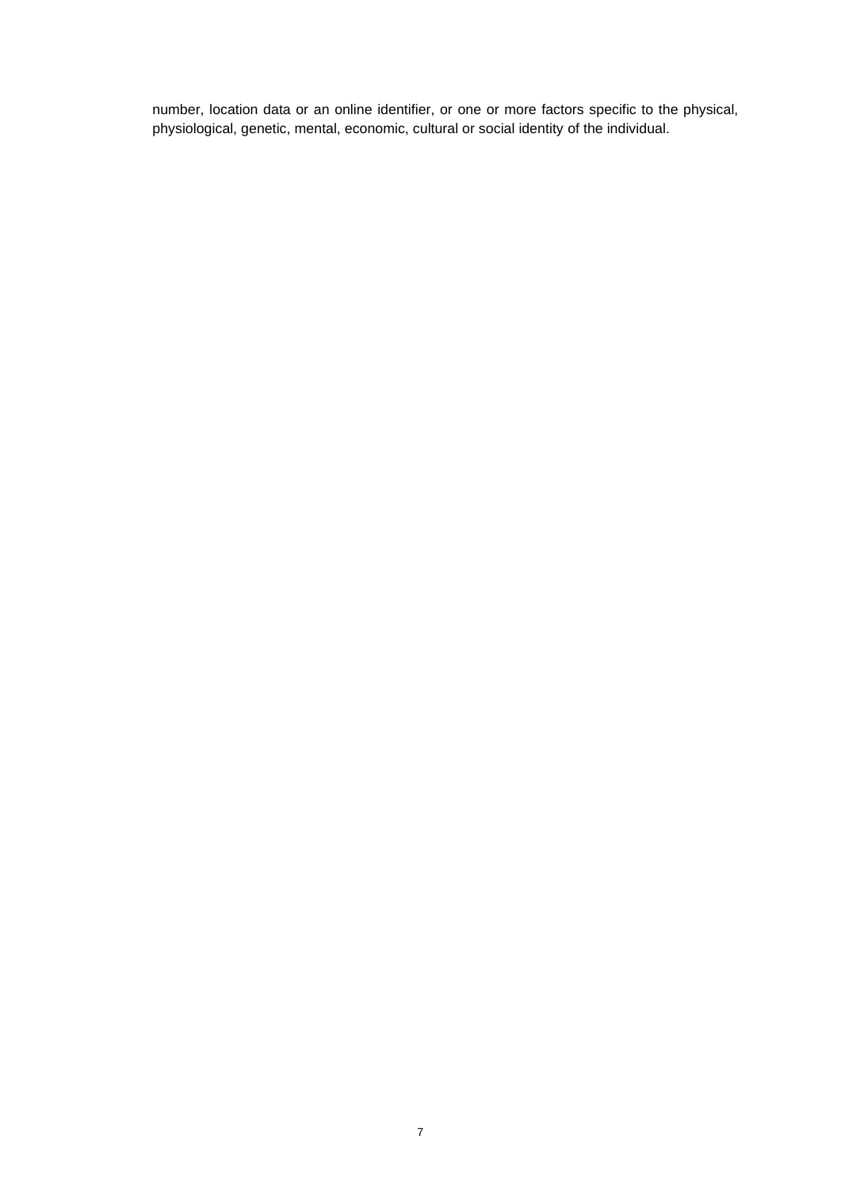number, location data or an online identifier, or one or more factors specific to the physical, physiological, genetic, mental, economic, cultural or social identity of the individual.